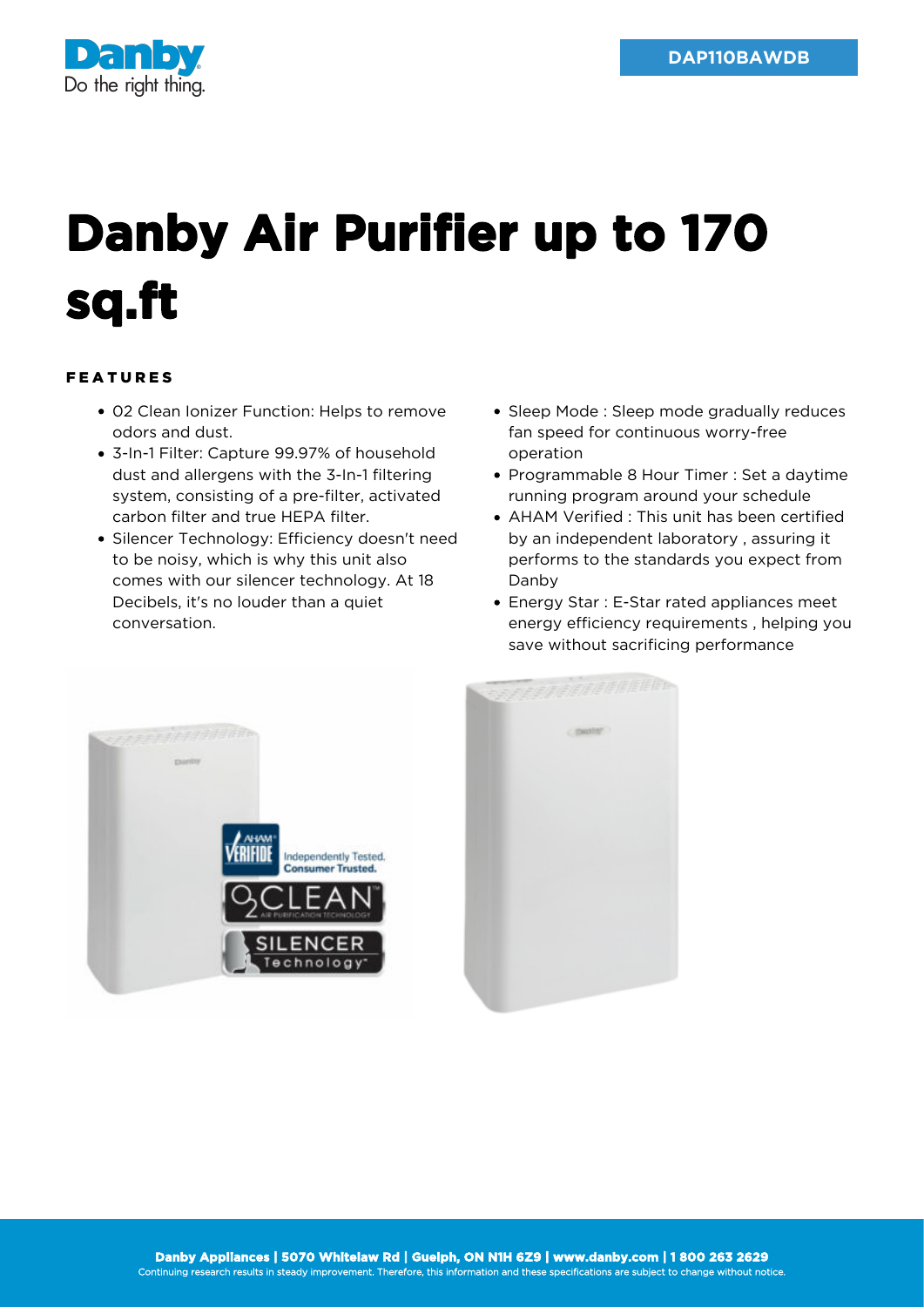DAP110BAWDB

# Danby Air Purifier up to 170 sq.ft

## FEATURES

- 02 Clean Ionizer Function: Helps to remove odors and dust.
- 3-In-1 Filter: Capture 99.97% of household dust and allergens with the 3-In-1 filtering system, consisting of a pre-filter, activated carbon filter and true HEPA filter.
- Silencer Technology: Efficiency doesn't need to be noisy, which is why this unit also comes with our silencer technology. At 18 Decibels, it's no louder than a quiet conversation.
- Sleep Mode : Sleep mode gradually reduces fan speed for continuous worry-free operation
- Programmable 8 Hour Timer : Set a daytime running program around your schedule
- AHAM Verified : This unit has been certified by an independent laboratory , assuring it performs to the standards you expect from Danby
- Energy Star : E-Star rated appliances meet energy efficiency requirements , helping you save without sacrificing performance

**Danby Appliances | 5070 Whitelaw Rd | Guelph, ON N1H 6Z9 | www.danby.com | 1 800 263 2629**
Continuing research results in steady improvement. Therefore, this information and these specifications are subject to change without notice.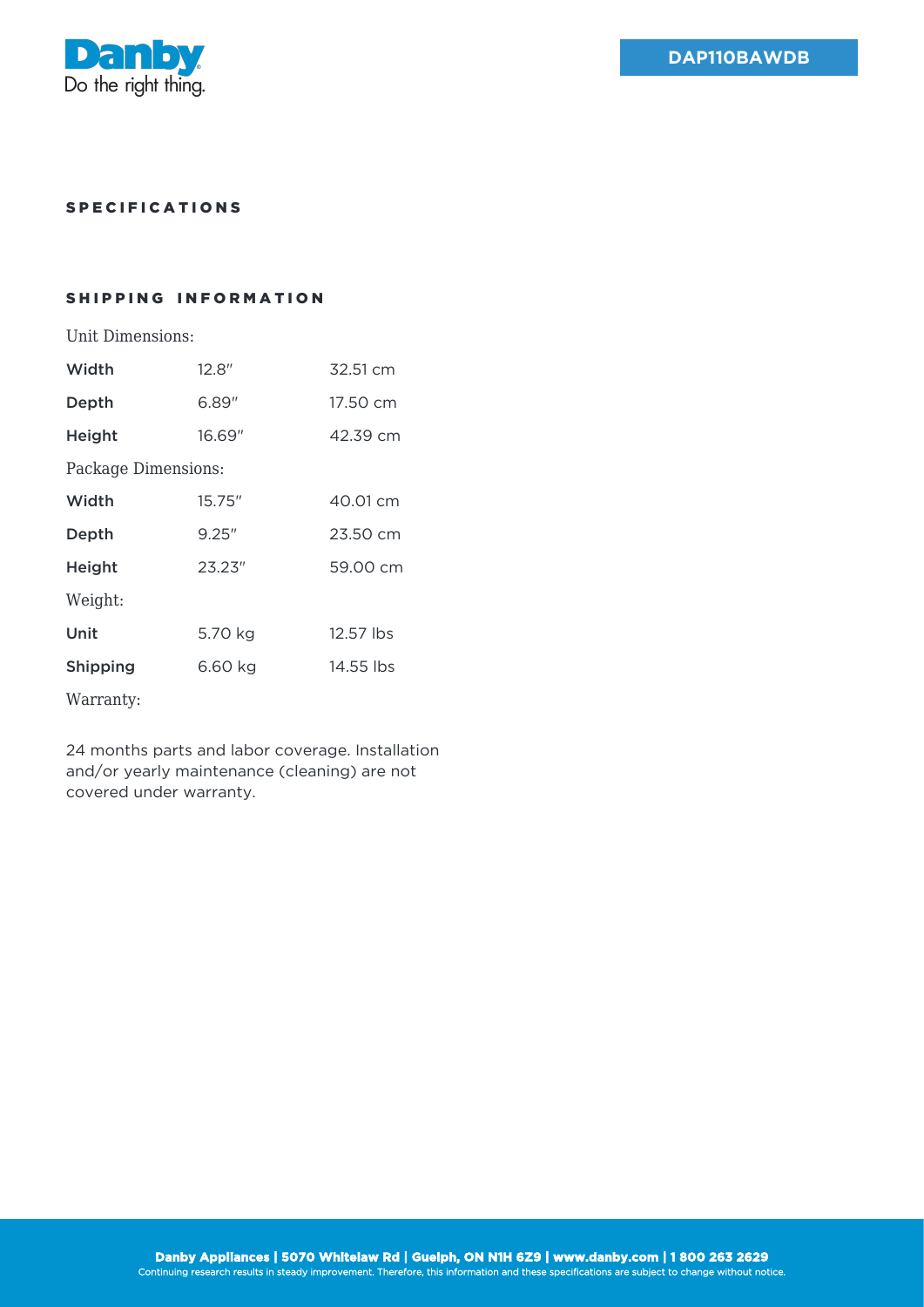DAP110BAWDB

## SPECIFICATIONS

### SHIPPING INFORMATION

Unit Dimensions:

| | | |
|---|---|---|
| **Width** | 12.8″ | 32.51 cm |
| **Depth** | 6.89″ | 17.50 cm |
| **Height** | 16.69″ | 42.39 cm |

Package Dimensions:

| | | |
|---|---|---|
| **Width** | 15.75″ | 40.01 cm |
| **Depth** | 9.25″ | 23.50 cm |
| **Height** | 23.23″ | 59.00 cm |

Weight:

| | | |
|---|---|---|
| **Unit** | 5.70 kg | 12.57 lbs |
| **Shipping** | 6.60 kg | 14.55 lbs |

Warranty:

24 months parts and labor coverage. Installation and/or yearly maintenance (cleaning) are not covered under warranty.

**Danby Appliances | 5070 Whitelaw Rd | Guelph, ON N1H 6Z9 | www.danby.com | 1 800 263 2629**
Continuing research results in steady improvement. Therefore, this information and these specifications are subject to change without notice.